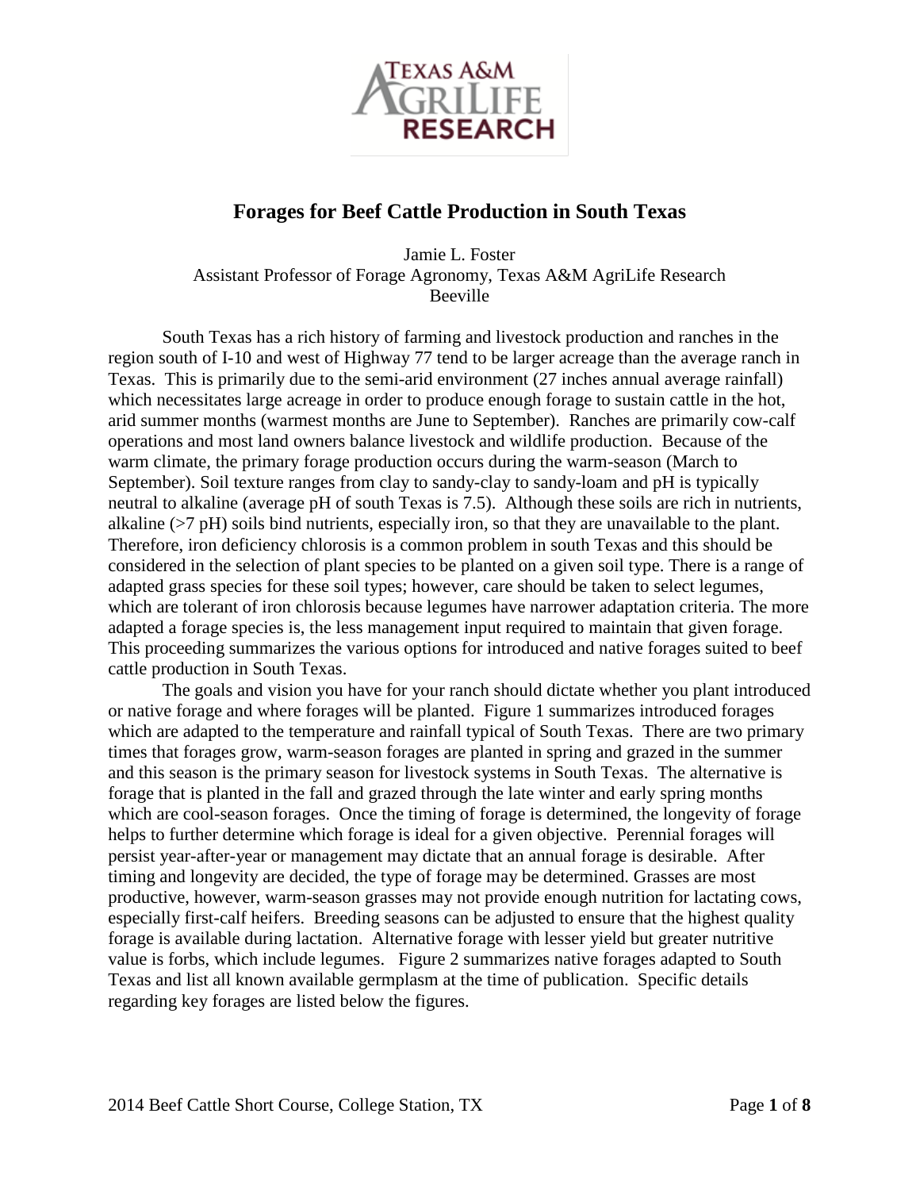# Forages for Beef Cattle Production in South Texas

Jamie L. Foster
Assistant Professor of Forage Agronomy, Texas A&M AgriLife Research
Beeville

South Texas has a rich history of farming and livestock production and ranches in the region south of I-10 and west of Highway 77 tend to be larger acreage than the average ranch in Texas. This is primarily due to the semi-arid environment (27 inches annual average rainfall) which necessitates large acreage in order to produce enough forage to sustain cattle in the hot, arid summer months (warmest months are June to September). Ranches are primarily cow-calf operations and most land owners balance livestock and wildlife production. Because of the warm climate, the primary forage production occurs during the warm-season (March to September). Soil texture ranges from clay to sandy-clay to sandy-loam and pH is typically neutral to alkaline (average pH of south Texas is 7.5). Although these soils are rich in nutrients, alkaline (>7 pH) soils bind nutrients, especially iron, so that they are unavailable to the plant. Therefore, iron deficiency chlorosis is a common problem in south Texas and this should be considered in the selection of plant species to be planted on a given soil type. There is a range of adapted grass species for these soil types; however, care should be taken to select legumes, which are tolerant of iron chlorosis because legumes have narrower adaptation criteria. The more adapted a forage species is, the less management input required to maintain that given forage. This proceeding summarizes the various options for introduced and native forages suited to beef cattle production in South Texas.

The goals and vision you have for your ranch should dictate whether you plant introduced or native forage and where forages will be planted. Figure 1 summarizes introduced forages which are adapted to the temperature and rainfall typical of South Texas. There are two primary times that forages grow, warm-season forages are planted in spring and grazed in the summer and this season is the primary season for livestock systems in South Texas. The alternative is forage that is planted in the fall and grazed through the late winter and early spring months which are cool-season forages. Once the timing of forage is determined, the longevity of forage helps to further determine which forage is ideal for a given objective. Perennial forages will persist year-after-year or management may dictate that an annual forage is desirable. After timing and longevity are decided, the type of forage may be determined. Grasses are most productive, however, warm-season grasses may not provide enough nutrition for lactating cows, especially first-calf heifers. Breeding seasons can be adjusted to ensure that the highest quality forage is available during lactation. Alternative forage with lesser yield but greater nutritive value is forbs, which include legumes. Figure 2 summarizes native forages adapted to South Texas and list all known available germplasm at the time of publication. Specific details regarding key forages are listed below the figures.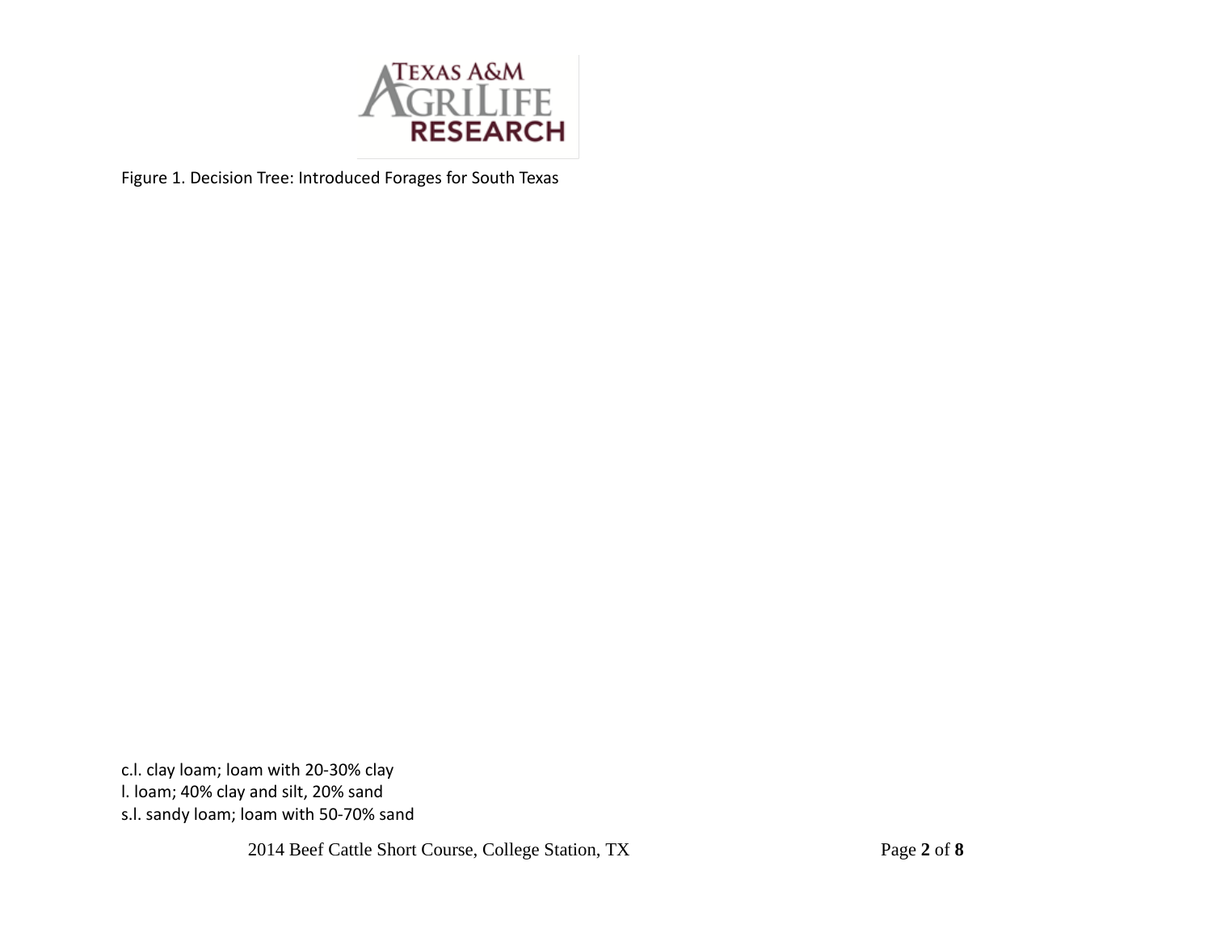Figure 1. Decision Tree: Introduced Forages for South Texas

c.l. clay loam; loam with 20-30% clay
l. loam; 40% clay and silt, 20% sand
s.l. sandy loam; loam with 50-70% sand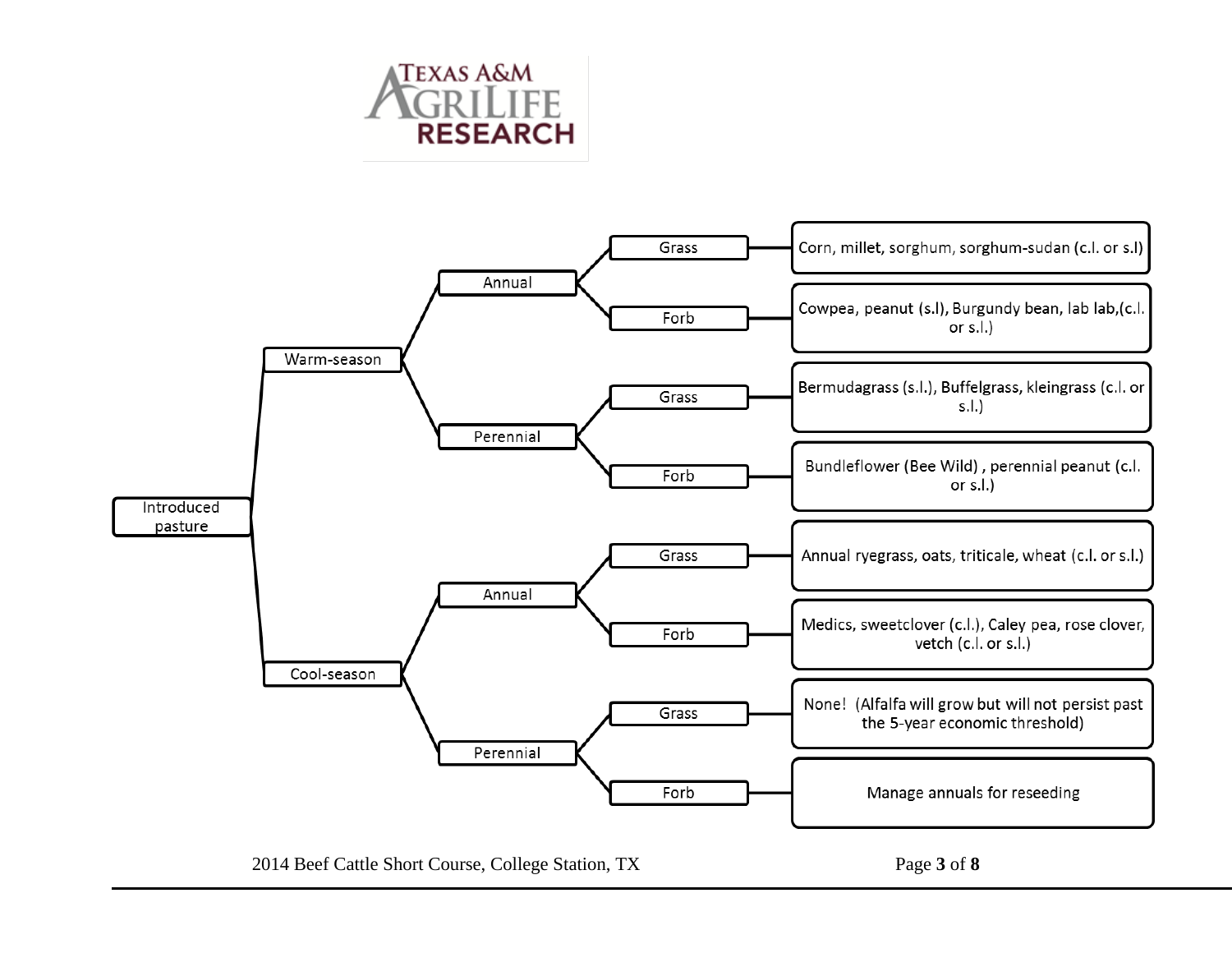- Introduced pasture
  - Warm-season
    - Annual
      - Grass: Corn, millet, sorghum, sorghum-sudan (c.l. or s.l)
      - Forb: Cowpea, peanut (s.l), Burgundy bean, lab lab,(c.l. or s.l.)
    - Perennial
      - Grass: Bermudagrass (s.l.), Buffelgrass, kleingrass (c.l. or s.l.)
      - Forb: Bundleflower (Bee Wild) , perennial peanut (c.l. or s.l.)
  - Cool-season
    - Annual
      - Grass: Annual ryegrass, oats, triticale, wheat (c.l. or s.l.)
      - Forb: Medics, sweetclover (c.l.), Caley pea, rose clover, vetch (c.l. or s.l.)
    - Perennial
      - Grass: None! (Alfalfa will grow but will not persist past the 5-year economic threshold)
      - Forb: Manage annuals for reseeding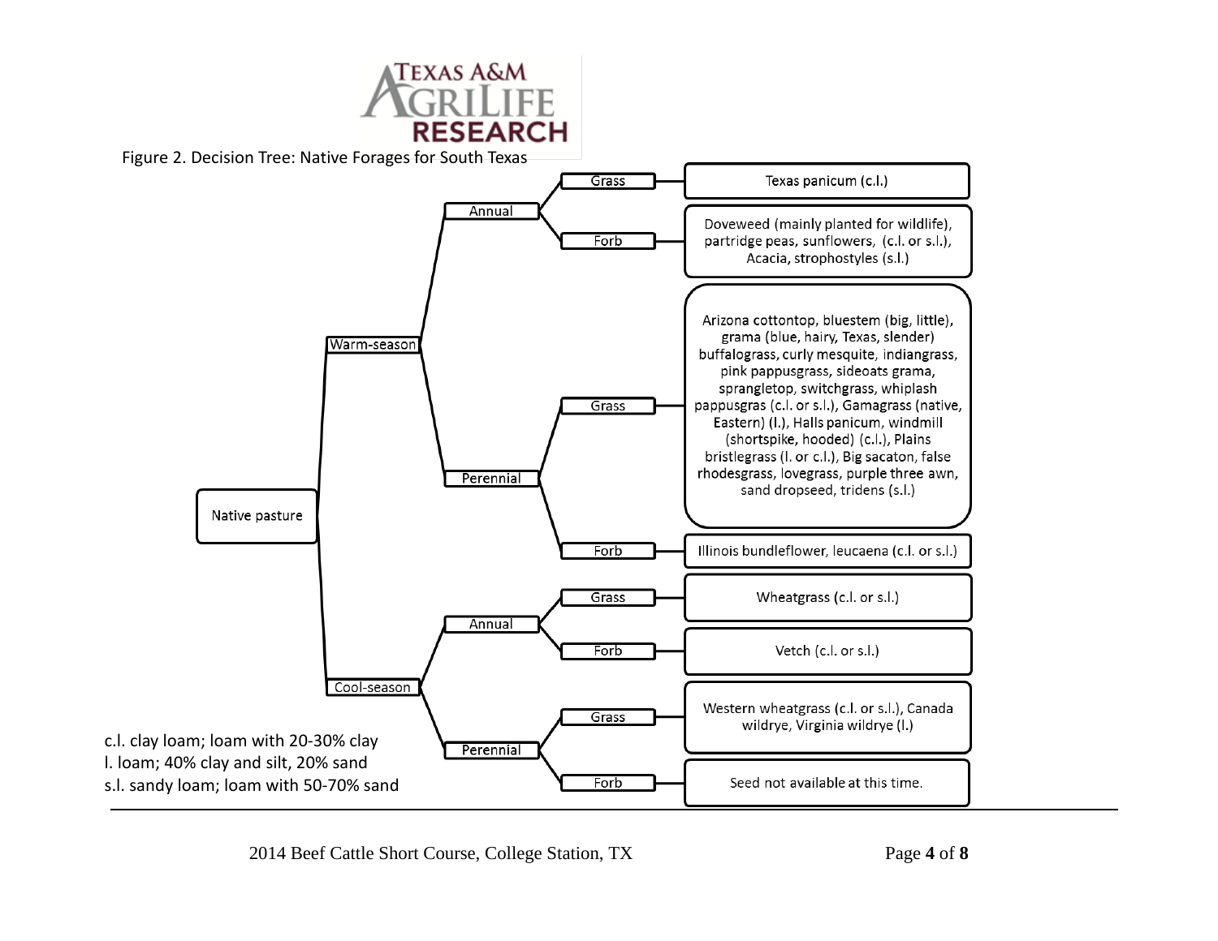Figure 2. Decision Tree: Native Forages for South Texas

- **Native pasture**
  - **Warm-season**
    - **Annual**
      - **Grass**: Texas panicum (c.l.)
      - **Forb**: Doveweed (mainly planted for wildlife), partridge peas, sunflowers, (c.l. or s.l.), Acacia, strophostyles (s.l.)
    - **Perennial**
      - **Grass**: Arizona cottontop, bluestem (big, little), grama (blue, hairy, Texas, slender) buffalograss, curly mesquite, indiangrass, pink pappusgrass, sideoats grama, sprangletop, switchgrass, whiplash pappusgras (c.l. or s.l.), Gamagrass (native, Eastern) (l.), Halls panicum, windmill (shortspike, hooded) (c.l.), Plains bristlegrass (l. or c.l.), Big sacaton, false rhodesgrass, lovegrass, purple three awn, sand dropseed, tridens (s.l.)
      - **Forb**: Illinois bundleflower, leucaena (c.l. or s.l.)
  - **Cool-season**
    - **Annual**
      - **Grass**: Wheatgrass (c.l. or s.l.)
      - **Forb**: Vetch (c.l. or s.l.)
    - **Perennial**
      - **Grass**: Western wheatgrass (c.l. or s.l.), Canada wildrye, Virginia wildrye (l.)
      - **Forb**: Seed not available at this time.

c.l. clay loam; loam with 20-30% clay
l. loam; 40% clay and silt, 20% sand
s.l. sandy loam; loam with 50-70% sand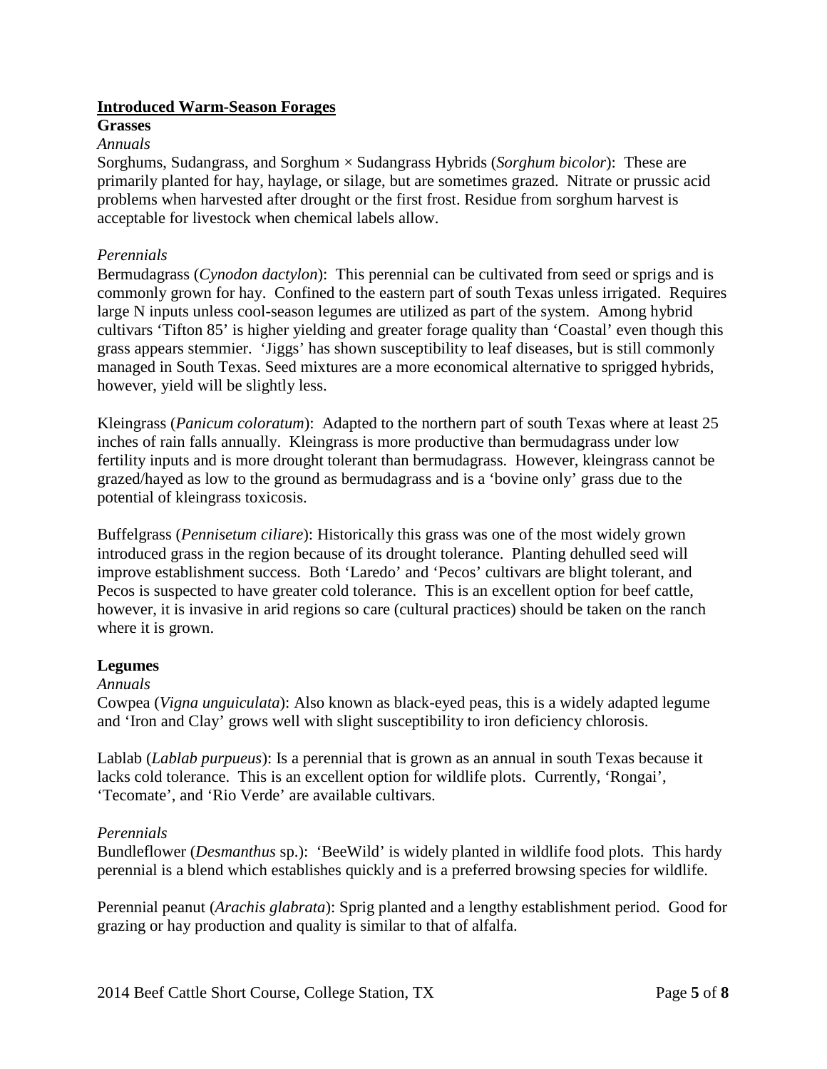## Introduced Warm-Season Forages

### Grasses

*Annuals*

Sorghums, Sudangrass, and Sorghum × Sudangrass Hybrids (*Sorghum bicolor*): These are primarily planted for hay, haylage, or silage, but are sometimes grazed. Nitrate or prussic acid problems when harvested after drought or the first frost. Residue from sorghum harvest is acceptable for livestock when chemical labels allow.

*Perennials*

Bermudagrass (*Cynodon dactylon*): This perennial can be cultivated from seed or sprigs and is commonly grown for hay. Confined to the eastern part of south Texas unless irrigated. Requires large N inputs unless cool-season legumes are utilized as part of the system. Among hybrid cultivars 'Tifton 85' is higher yielding and greater forage quality than 'Coastal' even though this grass appears stemmier. 'Jiggs' has shown susceptibility to leaf diseases, but is still commonly managed in South Texas. Seed mixtures are a more economical alternative to sprigged hybrids, however, yield will be slightly less.

Kleingrass (*Panicum coloratum*): Adapted to the northern part of south Texas where at least 25 inches of rain falls annually. Kleingrass is more productive than bermudagrass under low fertility inputs and is more drought tolerant than bermudagrass. However, kleingrass cannot be grazed/hayed as low to the ground as bermudagrass and is a 'bovine only' grass due to the potential of kleingrass toxicosis.

Buffelgrass (*Pennisetum ciliare*): Historically this grass was one of the most widely grown introduced grass in the region because of its drought tolerance. Planting dehulled seed will improve establishment success. Both 'Laredo' and 'Pecos' cultivars are blight tolerant, and Pecos is suspected to have greater cold tolerance. This is an excellent option for beef cattle, however, it is invasive in arid regions so care (cultural practices) should be taken on the ranch where it is grown.

### Legumes

*Annuals*

Cowpea (*Vigna unguiculata*): Also known as black-eyed peas, this is a widely adapted legume and 'Iron and Clay' grows well with slight susceptibility to iron deficiency chlorosis.

Lablab (*Lablab purpueus*): Is a perennial that is grown as an annual in south Texas because it lacks cold tolerance. This is an excellent option for wildlife plots. Currently, 'Rongai', 'Tecomate', and 'Rio Verde' are available cultivars.

*Perennials*

Bundleflower (*Desmanthus* sp.): 'BeeWild' is widely planted in wildlife food plots. This hardy perennial is a blend which establishes quickly and is a preferred browsing species for wildlife.

Perennial peanut (*Arachis glabrata*): Sprig planted and a lengthy establishment period. Good for grazing or hay production and quality is similar to that of alfalfa.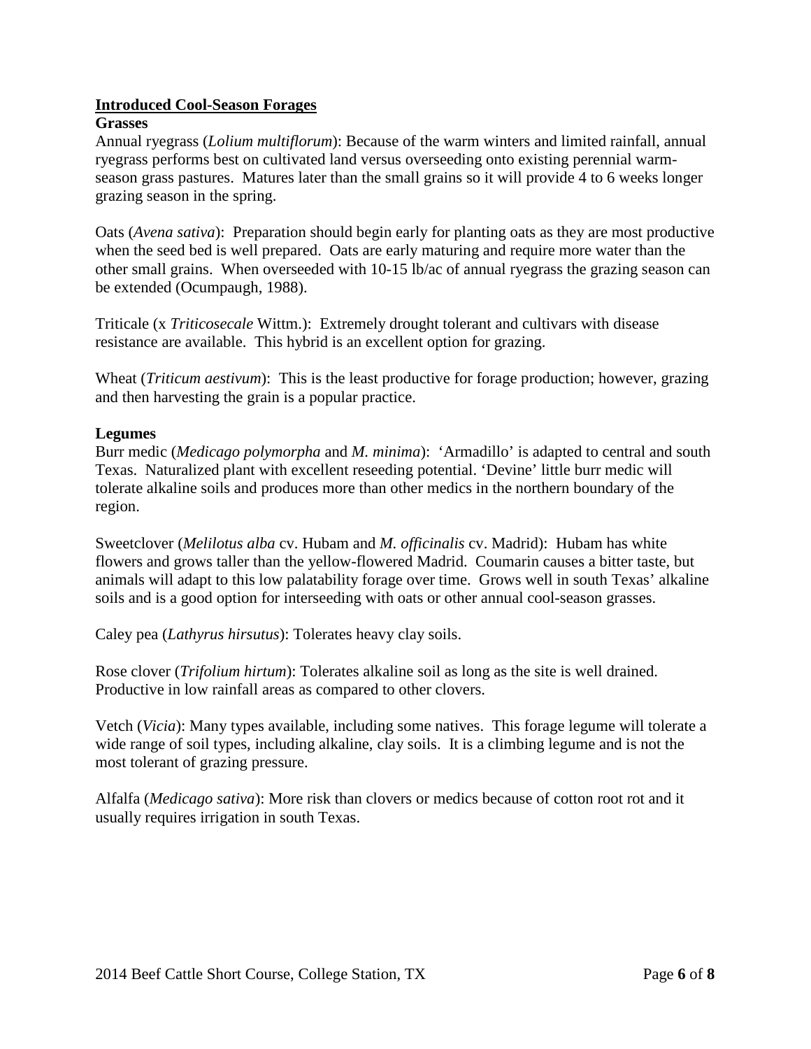## Introduced Cool-Season Forages

### Grasses

Annual ryegrass (*Lolium multiflorum*): Because of the warm winters and limited rainfall, annual ryegrass performs best on cultivated land versus overseeding onto existing perennial warm-season grass pastures. Matures later than the small grains so it will provide 4 to 6 weeks longer grazing season in the spring.

Oats (*Avena sativa*): Preparation should begin early for planting oats as they are most productive when the seed bed is well prepared. Oats are early maturing and require more water than the other small grains. When overseeded with 10-15 lb/ac of annual ryegrass the grazing season can be extended (Ocumpaugh, 1988).

Triticale (x *Triticosecale* Wittm.): Extremely drought tolerant and cultivars with disease resistance are available. This hybrid is an excellent option for grazing.

Wheat (*Triticum aestivum*): This is the least productive for forage production; however, grazing and then harvesting the grain is a popular practice.

### Legumes

Burr medic (*Medicago polymorpha* and *M. minima*): 'Armadillo' is adapted to central and south Texas. Naturalized plant with excellent reseeding potential. 'Devine' little burr medic will tolerate alkaline soils and produces more than other medics in the northern boundary of the region.

Sweetclover (*Melilotus alba* cv. Hubam and *M. officinalis* cv. Madrid): Hubam has white flowers and grows taller than the yellow-flowered Madrid. Coumarin causes a bitter taste, but animals will adapt to this low palatability forage over time. Grows well in south Texas' alkaline soils and is a good option for interseeding with oats or other annual cool-season grasses.

Caley pea (*Lathyrus hirsutus*): Tolerates heavy clay soils.

Rose clover (*Trifolium hirtum*): Tolerates alkaline soil as long as the site is well drained. Productive in low rainfall areas as compared to other clovers.

Vetch (*Vicia*): Many types available, including some natives. This forage legume will tolerate a wide range of soil types, including alkaline, clay soils. It is a climbing legume and is not the most tolerant of grazing pressure.

Alfalfa (*Medicago sativa*): More risk than clovers or medics because of cotton root rot and it usually requires irrigation in south Texas.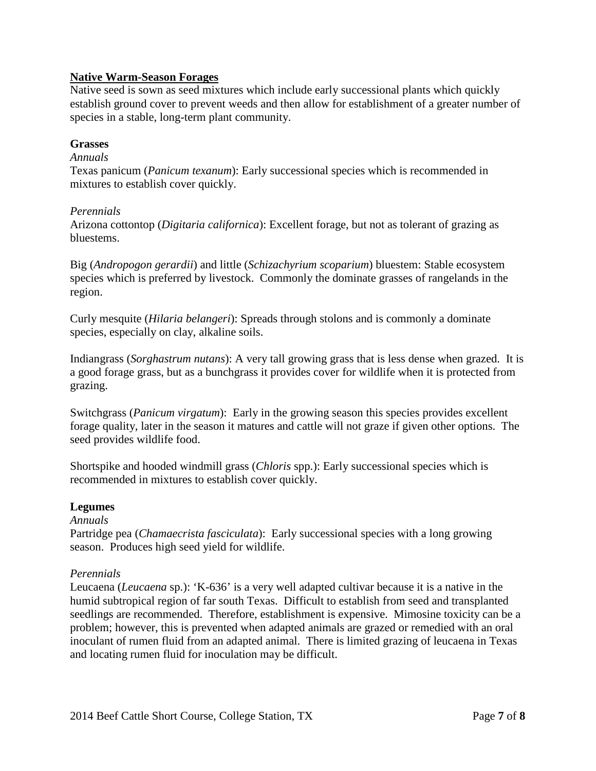## Native Warm-Season Forages

Native seed is sown as seed mixtures which include early successional plants which quickly establish ground cover to prevent weeds and then allow for establishment of a greater number of species in a stable, long-term plant community.

### Grasses

*Annuals*

Texas panicum (*Panicum texanum*): Early successional species which is recommended in mixtures to establish cover quickly.

*Perennials*

Arizona cottontop (*Digitaria californica*): Excellent forage, but not as tolerant of grazing as bluestems.

Big (*Andropogon gerardii*) and little (*Schizachyrium scoparium*) bluestem: Stable ecosystem species which is preferred by livestock. Commonly the dominate grasses of rangelands in the region.

Curly mesquite (*Hilaria belangeri*): Spreads through stolons and is commonly a dominate species, especially on clay, alkaline soils.

Indiangrass (*Sorghastrum nutans*): A very tall growing grass that is less dense when grazed. It is a good forage grass, but as a bunchgrass it provides cover for wildlife when it is protected from grazing.

Switchgrass (*Panicum virgatum*): Early in the growing season this species provides excellent forage quality, later in the season it matures and cattle will not graze if given other options. The seed provides wildlife food.

Shortspike and hooded windmill grass (*Chloris* spp.): Early successional species which is recommended in mixtures to establish cover quickly.

### Legumes

*Annuals*

Partridge pea (*Chamaecrista fasciculata*): Early successional species with a long growing season. Produces high seed yield for wildlife.

*Perennials*

Leucaena (*Leucaena* sp.): 'K-636' is a very well adapted cultivar because it is a native in the humid subtropical region of far south Texas. Difficult to establish from seed and transplanted seedlings are recommended. Therefore, establishment is expensive. Mimosine toxicity can be a problem; however, this is prevented when adapted animals are grazed or remedied with an oral inoculant of rumen fluid from an adapted animal. There is limited grazing of leucaena in Texas and locating rumen fluid for inoculation may be difficult.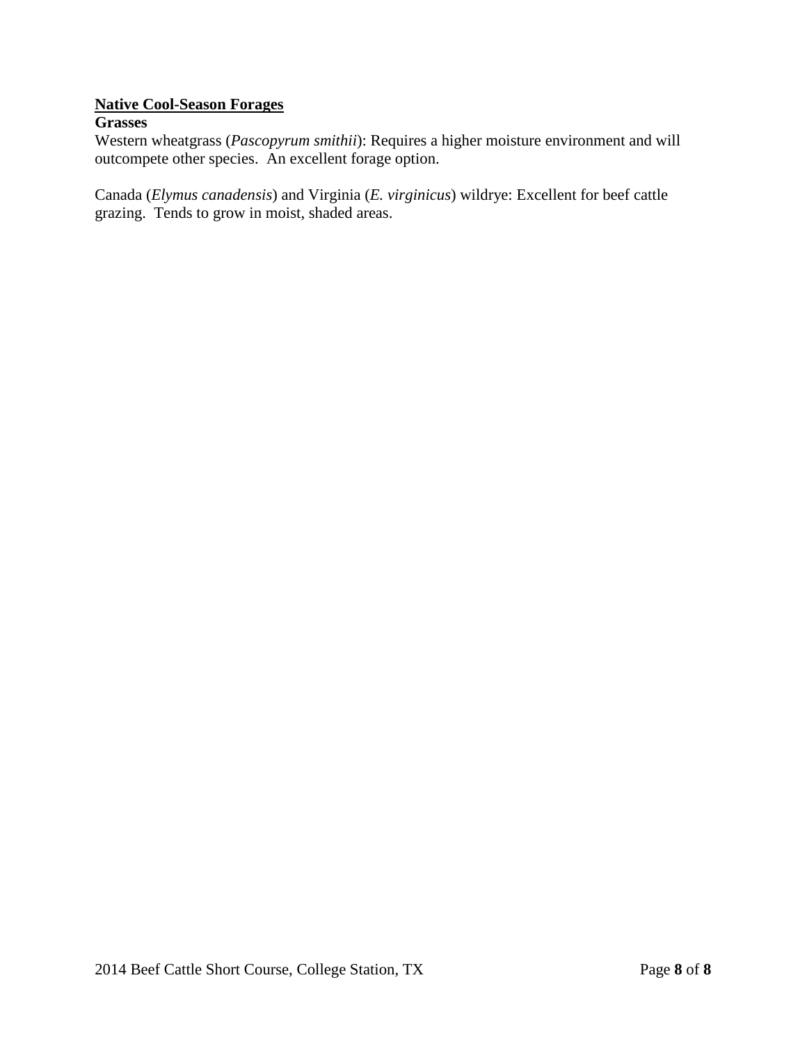## Native Cool-Season Forages

### Grasses

Western wheatgrass (*Pascopyrum smithii*): Requires a higher moisture environment and will outcompete other species. An excellent forage option.

Canada (*Elymus canadensis*) and Virginia (*E. virginicus*) wildrye: Excellent for beef cattle grazing. Tends to grow in moist, shaded areas.